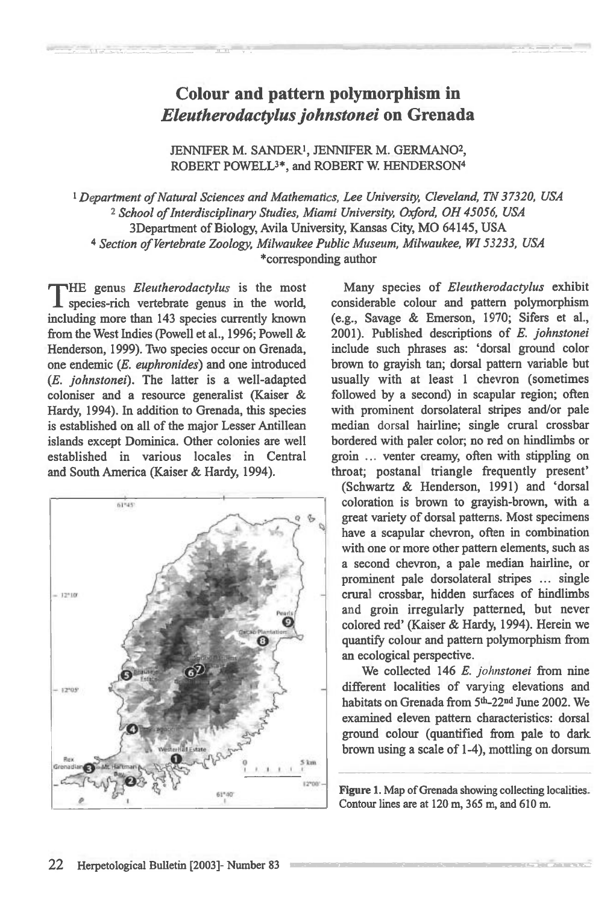# Colour and pattern polymorphism in *Eleutherodactylus johnstonei* on Grenada

JENNIFER M. SANDER[1], JENNIFER M. GERMANO[2], ROBERT POWELL[3]*, and ROBERT W. HENDERSON[4]

[1] *Department of Natural Sciences and Mathematics, Lee University, Cleveland, TN 37320, USA*
[2] *School of Interdisciplinary Studies, Miami University, Oxford, OH 45056, USA*
3Department of Biology, Avila University, Kansas City, MO 64145, USA
[4] *Section of Vertebrate Zoology, Milwaukee Public Museum, Milwaukee, WI 53233, USA*
*corresponding author

THE genus *Eleutherodactylus* is the most species-rich vertebrate genus in the world, including more than 143 species currently known from the West Indies (Powell et al., 1996; Powell & Henderson, 1999). Two species occur on Grenada, one endemic (*E. euphronides*) and one introduced (*E. johnstonei*). The latter is a well-adapted coloniser and a resource generalist (Kaiser & Hardy, 1994). In addition to Grenada, this species is established on all of the major Lesser Antillean islands except Dominica. Other colonies are well established in various locales in Central and South America (Kaiser & Hardy, 1994).

Figure 1. Map of Grenada showing collecting localities. Contour lines are at 120 m, 365 m, and 610 m.

Many species of *Eleutherodactylus* exhibit considerable colour and pattern polymorphism (e.g., Savage & Emerson, 1970; Sifers et al., 2001). Published descriptions of *E. johnstonei* include such phrases as: 'dorsal ground color brown to grayish tan; dorsal pattern variable but usually with at least 1 chevron (sometimes followed by a second) in scapular region; often with prominent dorsolateral stripes and/or pale median dorsal hairline; single crural crossbar bordered with paler color; no red on hindlimbs or groin ... venter creamy, often with stippling on throat; postanal triangle frequently present' (Schwartz & Henderson, 1991) and 'dorsal coloration is brown to grayish-brown, with a great variety of dorsal patterns. Most specimens have a scapular chevron, often in combination with one or more other pattern elements, such as a second chevron, a pale median hairline, or prominent pale dorsolateral stripes ... single crural crossbar, hidden surfaces of hindlimbs and groin irregularly patterned, but never colored red' (Kaiser & Hardy, 1994). Herein we quantify colour and pattern polymorphism from an ecological perspective.

We collected 146 *E. johnstonei* from nine different localities of varying elevations and habitats on Grenada from 5th–22nd June 2002. We examined eleven pattern characteristics: dorsal ground colour (quantified from pale to dark brown using a scale of 1-4), mottling on dorsum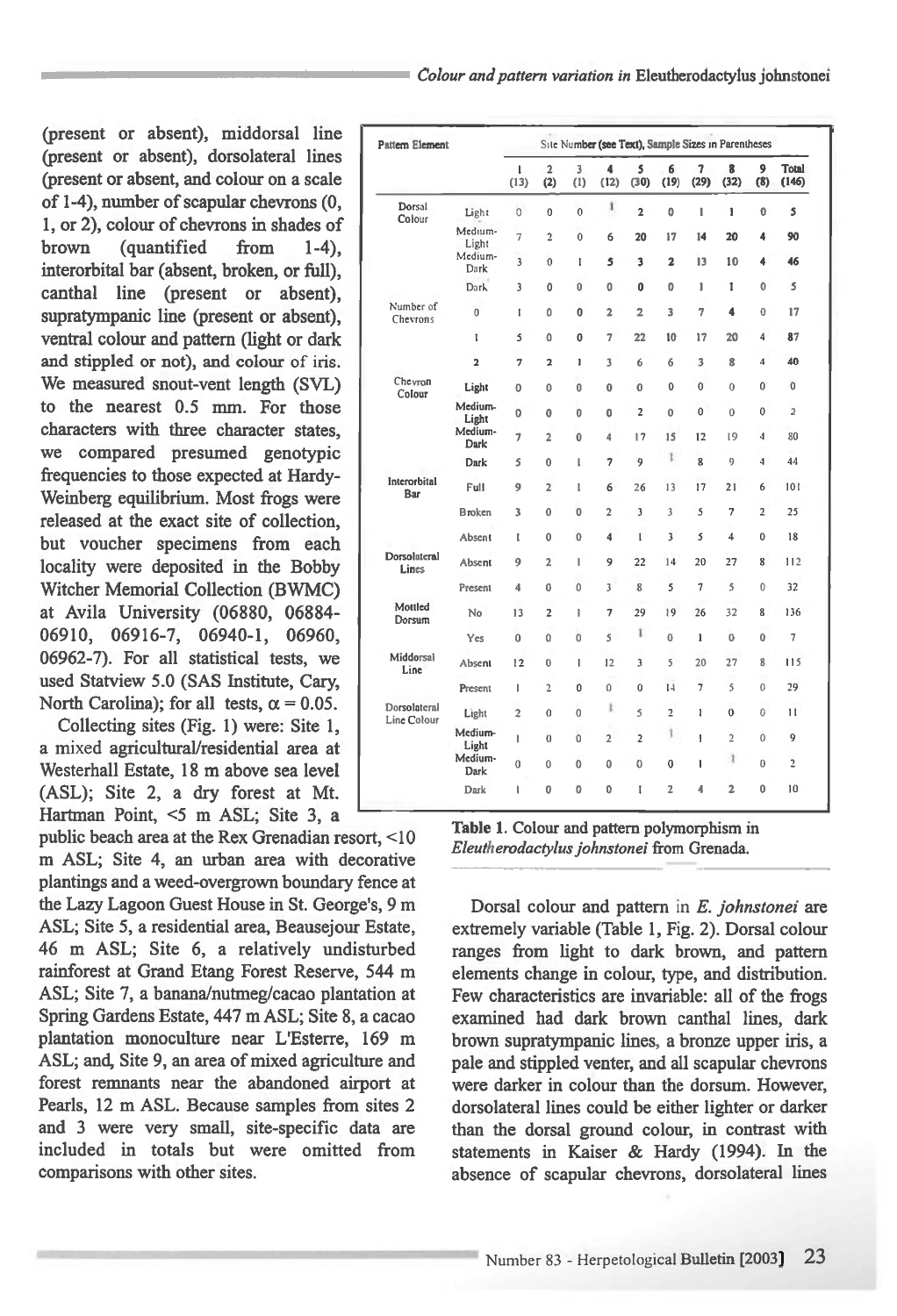(present or absent), middorsal line (present or absent), dorsolateral lines (present or absent, and colour on a scale of 1-4), number of scapular chevrons (0, 1, or 2), colour of chevrons in shades of brown (quantified from 1-4), interorbital bar (absent, broken, or full), canthal line (present or absent), supratympanic line (present or absent), ventral colour and pattern (light or dark and stippled or not), and colour of iris. We measured snout-vent length (SVL) to the nearest 0.5 mm. For those characters with three character states, we compared presumed genotypic frequencies to those expected at Hardy-Weinberg equilibrium. Most frogs were released at the exact site of collection, but voucher specimens from each locality were deposited in the Bobby Witcher Memorial Collection (BWMC) at Avila University (06880, 06884-06910, 06916-7, 06940-1, 06960, 06962-7). For all statistical tests, we used Statview 5.0 (SAS Institute, Cary, North Carolina); for all tests, $\alpha = 0.05$.

Collecting sites (Fig. 1) were: Site 1, a mixed agricultural/residential area at Westerhall Estate, 18 m above sea level (ASL); Site 2, a dry forest at Mt. Hartman Point, <5 m ASL; Site 3, a public beach area at the Rex Grenadian resort, <10 m ASL; Site 4, an urban area with decorative plantings and a weed-overgrown boundary fence at the Lazy Lagoon Guest House in St. George's, 9 m ASL; Site 5, a residential area, Beausejour Estate, 46 m ASL; Site 6, a relatively undisturbed rainforest at Grand Etang Forest Reserve, 544 m ASL; Site 7, a banana/nutmeg/cacao plantation at Spring Gardens Estate, 447 m ASL; Site 8, a cacao plantation monoculture near L'Esterre, 169 m ASL; and, Site 9, an area of mixed agriculture and forest remnants near the abandoned airport at Pearls, 12 m ASL. Because samples from sites 2 and 3 were very small, site-specific data are included in totals but were omitted from comparisons with other sites.

| Pattern Element | | Site Number (see Text), Sample Sizes in Parentheses | | | | | | | | | |
|---|---|---|---|---|---|---|---|---|---|---|---|
| | | 1 (13) | 2 (2) | 3 (1) | 4 (12) | 5 (30) | 6 (19) | 7 (29) | 8 (32) | 9 (8) | Total (146) |
| Dorsal Colour | Light | 0 | 0 | 0 | 1 | 2 | 0 | 1 | 1 | 0 | 5 |
| | Medium-Light | 7 | 2 | 0 | 6 | 20 | 17 | 14 | 20 | 4 | 90 |
| | Medium-Dark | 3 | 0 | 1 | 5 | 3 | 2 | 13 | 10 | 4 | 46 |
| | Dark | 3 | 0 | 0 | 0 | 0 | 0 | 1 | 1 | 0 | 5 |
| Number of Chevrons | 0 | 1 | 0 | 0 | 2 | 2 | 3 | 7 | 4 | 0 | 17 |
| | 1 | 5 | 0 | 0 | 7 | 22 | 10 | 17 | 20 | 4 | 87 |
| | 2 | 7 | 2 | 1 | 3 | 6 | 6 | 3 | 8 | 4 | 40 |
| Chevron Colour | Light | 0 | 0 | 0 | 0 | 0 | 0 | 0 | 0 | 0 | 0 |
| | Medium-Light | 0 | 0 | 0 | 0 | 2 | 0 | 0 | 0 | 0 | 2 |
| | Medium-Dark | 7 | 2 | 0 | 4 | 17 | 15 | 12 | 19 | 4 | 80 |
| | Dark | 5 | 0 | 1 | 7 | 9 | 1 | 8 | 9 | 4 | 44 |
| Interorbital Bar | Full | 9 | 2 | 1 | 6 | 26 | 13 | 17 | 21 | 6 | 101 |
| | Broken | 3 | 0 | 0 | 2 | 3 | 3 | 5 | 7 | 2 | 25 |
| | Absent | 1 | 0 | 0 | 4 | 1 | 3 | 5 | 4 | 0 | 18 |
| Dorsolateral Lines | Absent | 9 | 2 | 1 | 9 | 22 | 14 | 20 | 27 | 8 | 112 |
| | Present | 4 | 0 | 0 | 3 | 8 | 5 | 7 | 5 | 0 | 32 |
| Mottled Dorsum | No | 13 | 2 | 1 | 7 | 29 | 19 | 26 | 32 | 8 | 136 |
| | Yes | 0 | 0 | 0 | 5 | 1 | 0 | 1 | 0 | 0 | 7 |
| Middorsal Line | Absent | 12 | 0 | 1 | 12 | 3 | 5 | 20 | 27 | 8 | 115 |
| | Present | 1 | 2 | 0 | 0 | 0 | 14 | 7 | 5 | 0 | 29 |
| Dorsolateral Line Colour | Light | 2 | 0 | 0 | 1 | 5 | 2 | 1 | 0 | 0 | 11 |
| | Medium-Light | 1 | 0 | 0 | 2 | 2 | 1 | 1 | 2 | 0 | 9 |
| | Medium-Dark | 0 | 0 | 0 | 0 | 0 | 0 | 1 | 1 | 0 | 2 |
| | Dark | 1 | 0 | 0 | 0 | 1 | 2 | 4 | 2 | 0 | 10 |

**Table 1.** Colour and pattern polymorphism in *Eleutherodactylus johnstonei* from Grenada.

Dorsal colour and pattern in *E. johnstonei* are extremely variable (Table 1, Fig. 2). Dorsal colour ranges from light to dark brown, and pattern elements change in colour, type, and distribution. Few characteristics are invariable: all of the frogs examined had dark brown canthal lines, dark brown supratympanic lines, a bronze upper iris, a pale and stippled venter, and all scapular chevrons were darker in colour than the dorsum. However, dorsolateral lines could be either lighter or darker than the dorsal ground colour, in contrast with statements in Kaiser & Hardy (1994). In the absence of scapular chevrons, dorsolateral lines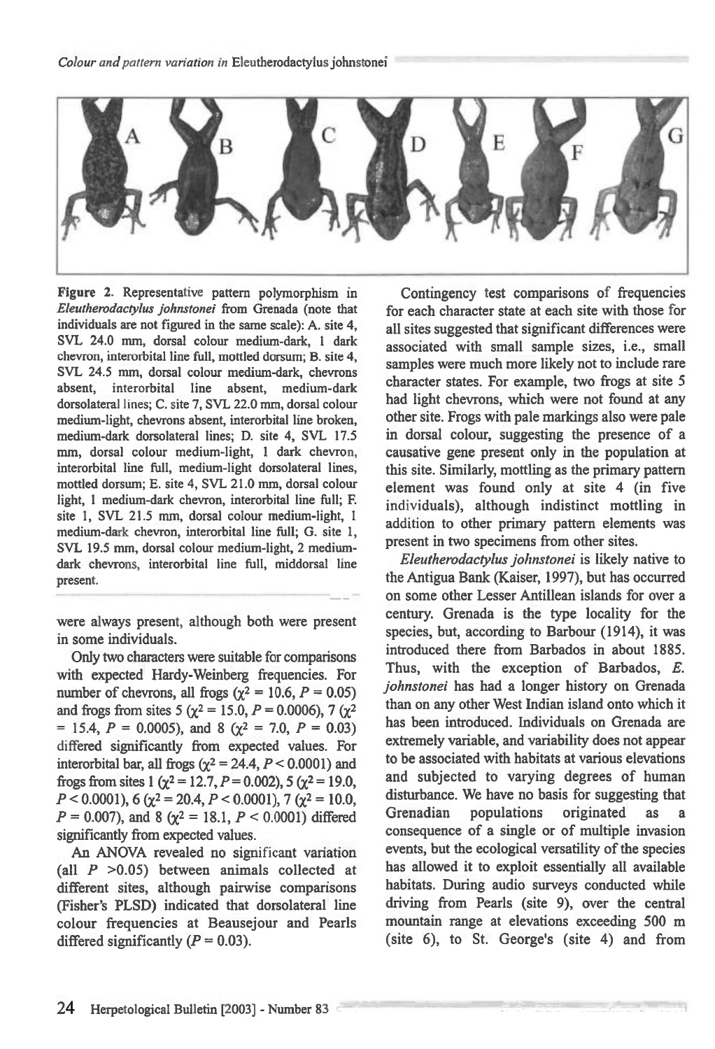Figure 2. Representative pattern polymorphism in *Eleutherodactylus johnstonei* from Grenada (note that individuals are not figured in the same scale): A. site 4, SVL 24.0 mm, dorsal colour medium-dark, 1 dark chevron, interorbital line full, mottled dorsum; B. site 4, SVL 24.5 mm, dorsal colour medium-dark, chevrons absent, interorbital line absent, medium-dark dorsolateral lines; C. site 7, SVL 22.0 mm, dorsal colour medium-light, chevrons absent, interorbital line broken, medium-dark dorsolateral lines; D. site 4, SVL 17.5 mm, dorsal colour medium-light, 1 dark chevron, interorbital line full, medium-light dorsolateral lines, mottled dorsum; E. site 4, SVL 21.0 mm, dorsal colour light, 1 medium-dark chevron, interorbital line full; F. site 1, SVL 21.5 mm, dorsal colour medium-light, 1 medium-dark chevron, interorbital line full; G. site 1, SVL 19.5 mm, dorsal colour medium-light, 2 medium-dark chevrons, interorbital line full, middorsal line present.

were always present, although both were present in some individuals.

Only two characters were suitable for comparisons with expected Hardy-Weinberg frequencies. For number of chevrons, all frogs ($\chi^2 = 10.6$, $P = 0.05$) and frogs from sites 5 ($\chi^2 = 15.0$, $P = 0.0006$), 7 ($\chi^2 = 15.4$, $P = 0.0005$), and 8 ($\chi^2 = 7.0$, $P = 0.03$) differed significantly from expected values. For interorbital bar, all frogs ($\chi^2 = 24.4$, $P < 0.0001$) and frogs from sites 1 ($\chi^2 = 12.7$, $P = 0.002$), 5 ($\chi^2 = 19.0$, $P < 0.0001$), 6 ($\chi^2 = 20.4$, $P < 0.0001$), 7 ($\chi^2 = 10.0$, $P = 0.007$), and 8 ($\chi^2 = 18.1$, $P < 0.0001$) differed significantly from expected values.

An ANOVA revealed no significant variation (all $P > 0.05$) between animals collected at different sites, although pairwise comparisons (Fisher's PLSD) indicated that dorsolateral line colour frequencies at Beausejour and Pearls differed significantly ($P = 0.03$).

Contingency test comparisons of frequencies for each character state at each site with those for all sites suggested that significant differences were associated with small sample sizes, i.e., small samples were much more likely not to include rare character states. For example, two frogs at site 5 had light chevrons, which were not found at any other site. Frogs with pale markings also were pale in dorsal colour, suggesting the presence of a causative gene present only in the population at this site. Similarly, mottling as the primary pattern element was found only at site 4 (in five individuals), although indistinct mottling in addition to other primary pattern elements was present in two specimens from other sites.

*Eleutherodactylus johnstonei* is likely native to the Antigua Bank (Kaiser, 1997), but has occurred on some other Lesser Antillean islands for over a century. Grenada is the type locality for the species, but, according to Barbour (1914), it was introduced there from Barbados in about 1885. Thus, with the exception of Barbados, *E. johnstonei* has had a longer history on Grenada than on any other West Indian island onto which it has been introduced. Individuals on Grenada are extremely variable, and variability does not appear to be associated with habitats at various elevations and subjected to varying degrees of human disturbance. We have no basis for suggesting that Grenadian populations originated as a consequence of a single or of multiple invasion events, but the ecological versatility of the species has allowed it to exploit essentially all available habitats. During audio surveys conducted while driving from Pearls (site 9), over the central mountain range at elevations exceeding 500 m (site 6), to St. George's (site 4) and from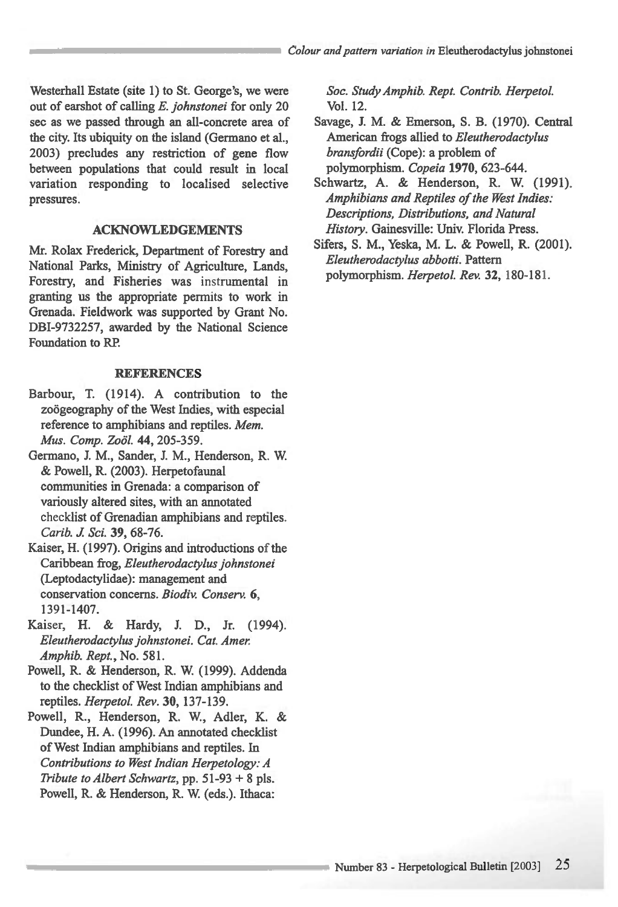Westerhall Estate (site 1) to St. George's, we were out of earshot of calling *E. johnstonei* for only 20 sec as we passed through an all-concrete area of the city. Its ubiquity on the island (Germano et al., 2003) precludes any restriction of gene flow between populations that could result in local variation responding to localised selective pressures.

## ACKNOWLEDGEMENTS

Mr. Rolax Frederick, Department of Forestry and National Parks, Ministry of Agriculture, Lands, Forestry, and Fisheries was instrumental in granting us the appropriate permits to work in Grenada. Fieldwork was supported by Grant No. DBI-9732257, awarded by the National Science Foundation to RP.

## REFERENCES

Barbour, T. (1914). A contribution to the zoögeography of the West Indies, with especial reference to amphibians and reptiles. *Mem. Mus. Comp. Zoöl.* **44**, 205-359.

Germano, J. M., Sander, J. M., Henderson, R. W. & Powell, R. (2003). Herpetofaunal communities in Grenada: a comparison of variously altered sites, with an annotated checklist of Grenadian amphibians and reptiles. *Carib. J. Sci.* **39**, 68-76.

Kaiser, H. (1997). Origins and introductions of the Caribbean frog, *Eleutherodactylus johnstonei* (Leptodactylidae): management and conservation concerns. *Biodiv. Conserv.* **6**, 1391-1407.

Kaiser, H. & Hardy, J. D., Jr. (1994). *Eleutherodactylus johnstonei*. *Cat. Amer. Amphib. Rept.*, No. 581.

Powell, R. & Henderson, R. W. (1999). Addenda to the checklist of West Indian amphibians and reptiles. *Herpetol. Rev.* **30**, 137-139.

Powell, R., Henderson, R. W., Adler, K. & Dundee, H. A. (1996). An annotated checklist of West Indian amphibians and reptiles. In *Contributions to West Indian Herpetology: A Tribute to Albert Schwartz*, pp. 51-93 + 8 pls. Powell, R. & Henderson, R. W. (eds.). Ithaca: *Soc. Study Amphib. Rept. Contrib. Herpetol.* Vol. 12.

Savage, J. M. & Emerson, S. B. (1970). Central American frogs allied to *Eleutherodactylus bransfordii* (Cope): a problem of polymorphism. *Copeia* **1970**, 623-644.

Schwartz, A. & Henderson, R. W. (1991). *Amphibians and Reptiles of the West Indies: Descriptions, Distributions, and Natural History*. Gainesville: Univ. Florida Press.

Sifers, S. M., Yeska, M. L. & Powell, R. (2001). *Eleutherodactylus abbotti*. Pattern polymorphism. *Herpetol. Rev.* **32**, 180-181.